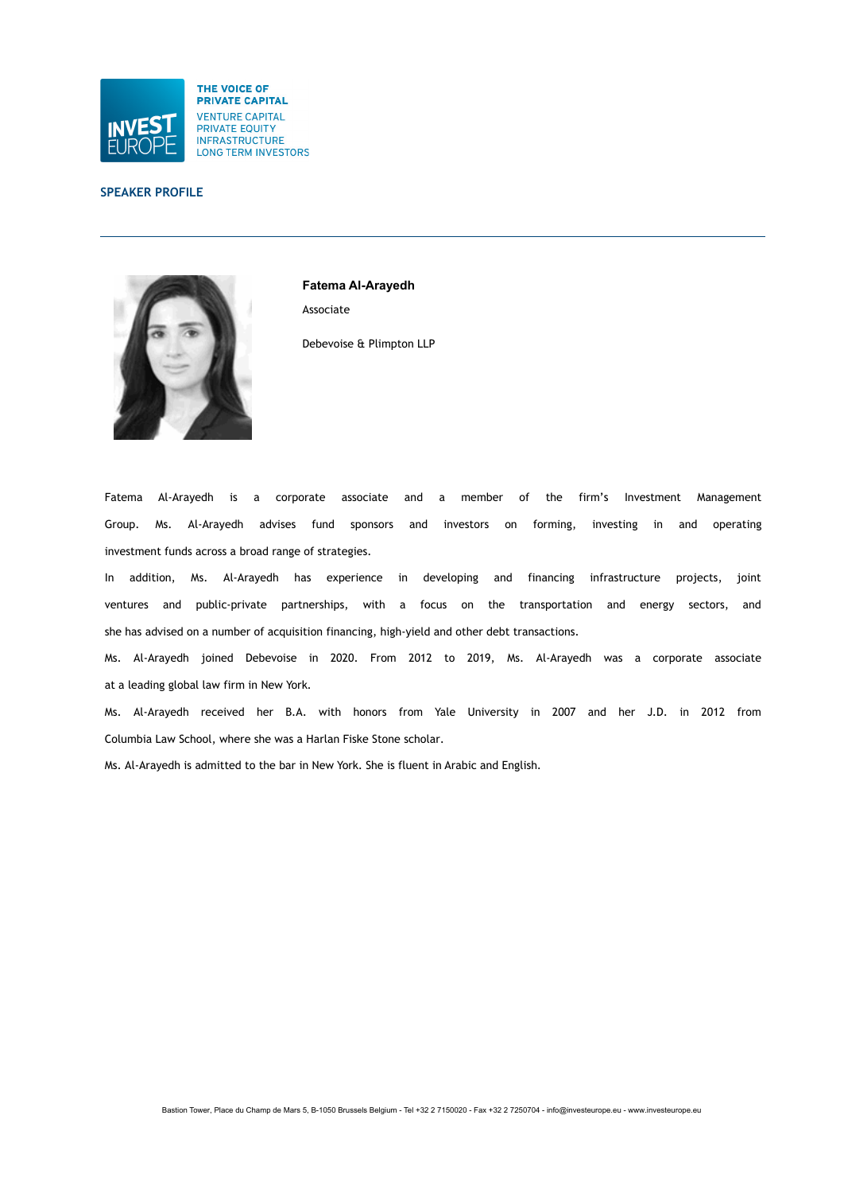THE VOICE OF PRIVATE CAPITAL
VENTURE CAPITAL
PRIVATE EQUITY
INFRASTRUCTURE
LONG TERM INVESTORS

## SPEAKER PROFILE

---

**Fatema Al-Arayedh**

Associate

Debevoise & Plimpton LLP

Fatema Al-Arayedh is a corporate associate and a member of the firm's Investment Management Group. Ms. Al-Arayedh advises fund sponsors and investors on forming, investing in and operating investment funds across a broad range of strategies.

In addition, Ms. Al-Arayedh has experience in developing and financing infrastructure projects, joint ventures and public-private partnerships, with a focus on the transportation and energy sectors, and she has advised on a number of acquisition financing, high-yield and other debt transactions.

Ms. Al-Arayedh joined Debevoise in 2020. From 2012 to 2019, Ms. Al-Arayedh was a corporate associate at a leading global law firm in New York.

Ms. Al-Arayedh received her B.A. with honors from Yale University in 2007 and her J.D. in 2012 from Columbia Law School, where she was a Harlan Fiske Stone scholar.

Ms. Al-Arayedh is admitted to the bar in New York. She is fluent in Arabic and English.

Bastion Tower, Place du Champ de Mars 5, B-1050 Brussels Belgium - Tel +32 2 7150020 - Fax +32 2 7250704 - info@investeurope.eu - www.investeurope.eu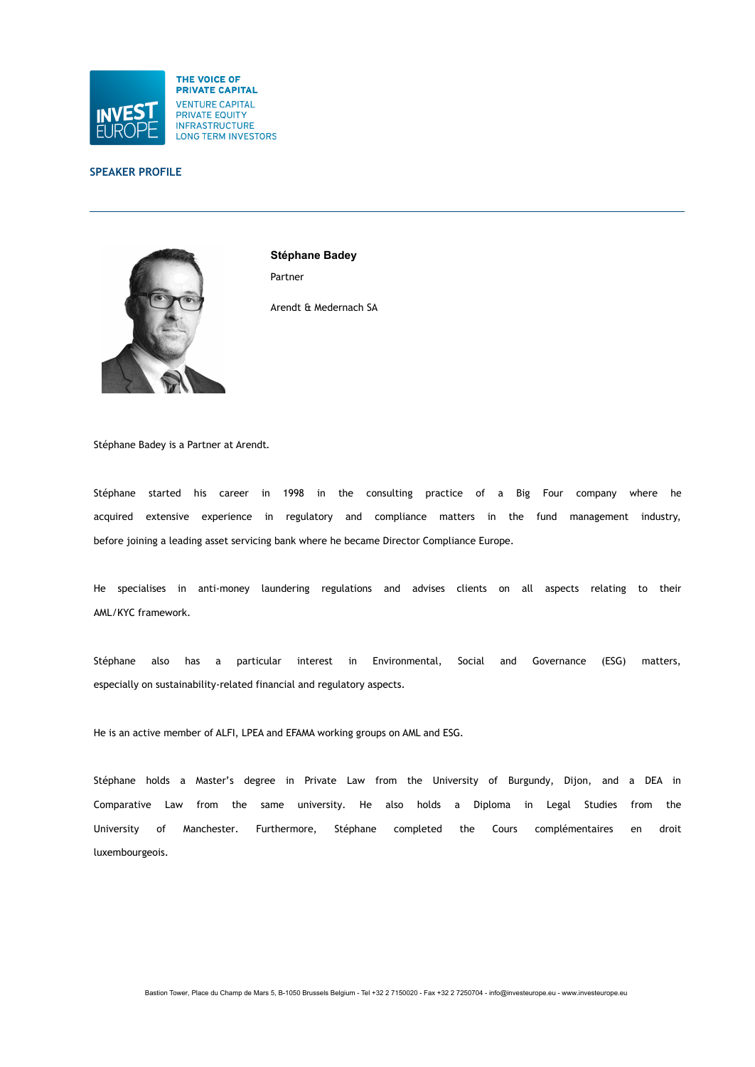SPEAKER PROFILE

**Stéphane Badey**

Partner

Arendt & Medernach SA

Stéphane Badey is a Partner at Arendt.

Stéphane started his career in 1998 in the consulting practice of a Big Four company where he acquired extensive experience in regulatory and compliance matters in the fund management industry, before joining a leading asset servicing bank where he became Director Compliance Europe.

He specialises in anti-money laundering regulations and advises clients on all aspects relating to their AML/KYC framework.

Stéphane also has a particular interest in Environmental, Social and Governance (ESG) matters, especially on sustainability-related financial and regulatory aspects.

He is an active member of ALFI, LPEA and EFAMA working groups on AML and ESG.

Stéphane holds a Master's degree in Private Law from the University of Burgundy, Dijon, and a DEA in Comparative Law from the same university. He also holds a Diploma in Legal Studies from the University of Manchester. Furthermore, Stéphane completed the Cours complémentaires en droit luxembourgeois.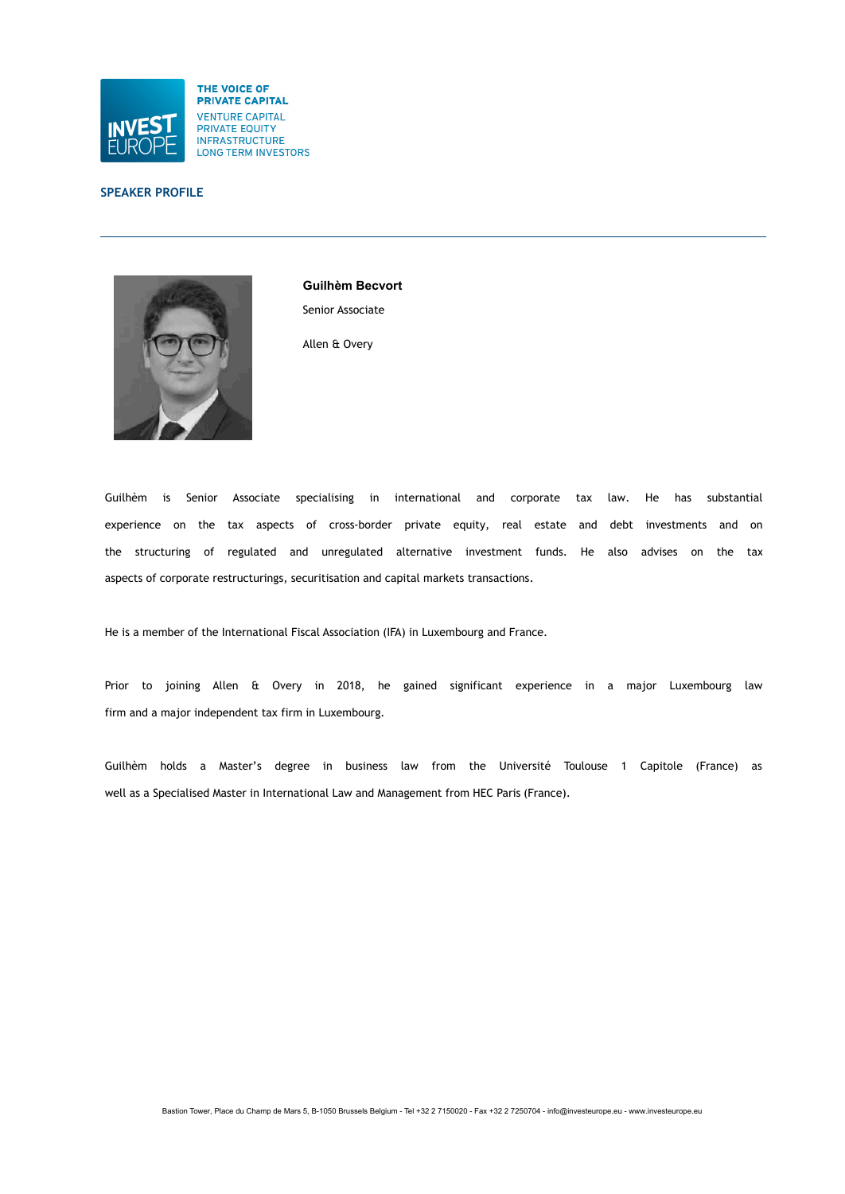THE VOICE OF PRIVATE CAPITAL
VENTURE CAPITAL
PRIVATE EQUITY
INFRASTRUCTURE
LONG TERM INVESTORS

## SPEAKER PROFILE

---

**Guilhèm Becvort**

Senior Associate

Allen & Overy

Guilhèm is Senior Associate specialising in international and corporate tax law. He has substantial experience on the tax aspects of cross-border private equity, real estate and debt investments and on the structuring of regulated and unregulated alternative investment funds. He also advises on the tax aspects of corporate restructurings, securitisation and capital markets transactions.

He is a member of the International Fiscal Association (IFA) in Luxembourg and France.

Prior to joining Allen & Overy in 2018, he gained significant experience in a major Luxembourg law firm and a major independent tax firm in Luxembourg.

Guilhèm holds a Master's degree in business law from the Université Toulouse 1 Capitole (France) as well as a Specialised Master in International Law and Management from HEC Paris (France).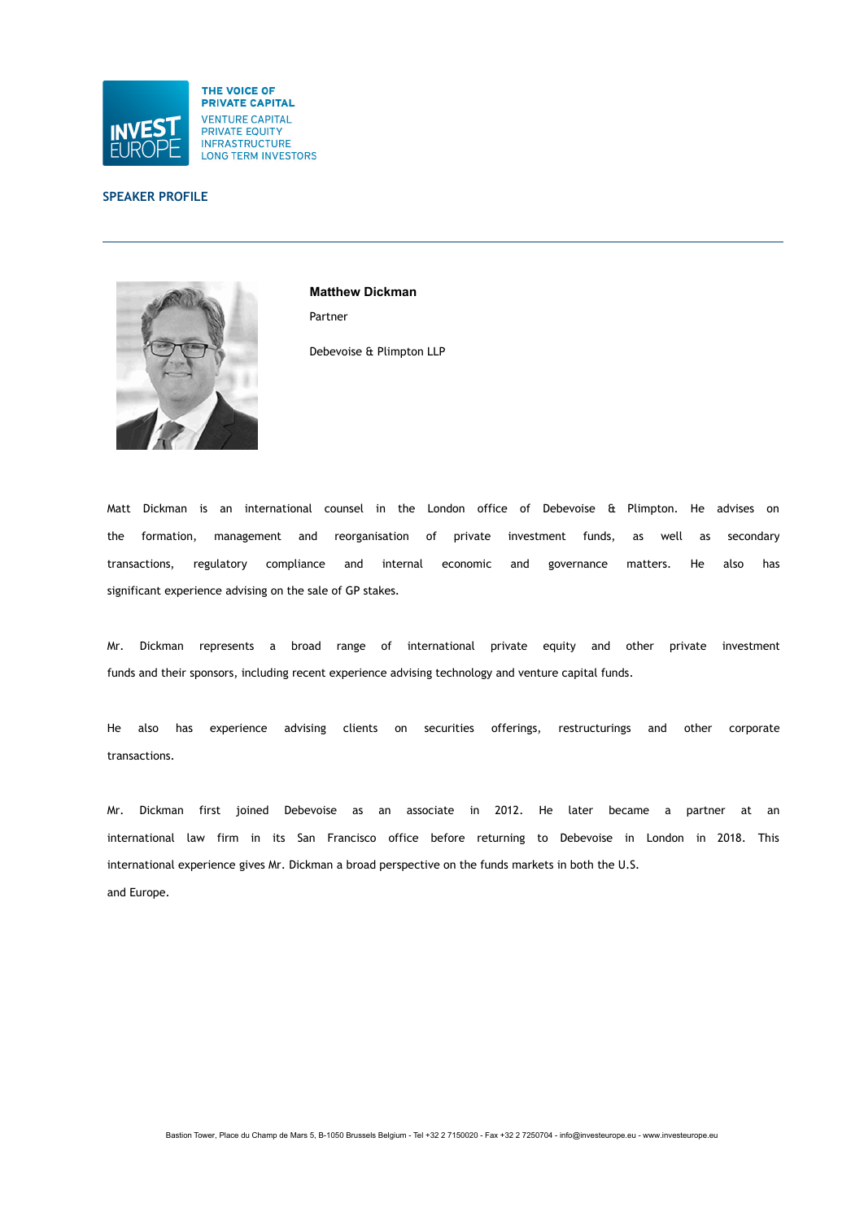THE VOICE OF PRIVATE CAPITAL

VENTURE CAPITAL
PRIVATE EQUITY
INFRASTRUCTURE
LONG TERM INVESTORS

## SPEAKER PROFILE

---

**Matthew Dickman**

Partner

Debevoise & Plimpton LLP

Matt Dickman is an international counsel in the London office of Debevoise & Plimpton. He advises on the formation, management and reorganisation of private investment funds, as well as secondary transactions, regulatory compliance and internal economic and governance matters. He also has significant experience advising on the sale of GP stakes.

Mr. Dickman represents a broad range of international private equity and other private investment funds and their sponsors, including recent experience advising technology and venture capital funds.

He also has experience advising clients on securities offerings, restructurings and other corporate transactions.

Mr. Dickman first joined Debevoise as an associate in 2012. He later became a partner at an international law firm in its San Francisco office before returning to Debevoise in London in 2018. This international experience gives Mr. Dickman a broad perspective on the funds markets in both the U.S. and Europe.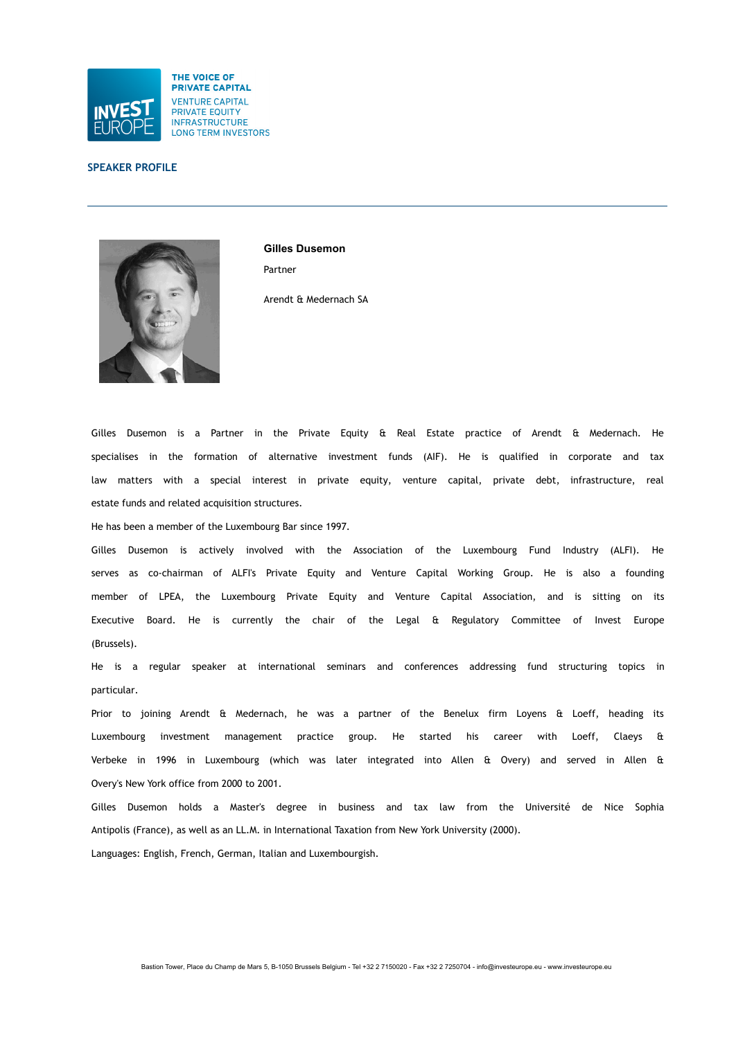THE VOICE OF PRIVATE CAPITAL

VENTURE CAPITAL
PRIVATE EQUITY
INFRASTRUCTURE
LONG TERM INVESTORS

## SPEAKER PROFILE

---

**Gilles Dusemon**

Partner

Arendt & Medernach SA

Gilles Dusemon is a Partner in the Private Equity & Real Estate practice of Arendt & Medernach. He specialises in the formation of alternative investment funds (AIF). He is qualified in corporate and tax law matters with a special interest in private equity, venture capital, private debt, infrastructure, real estate funds and related acquisition structures.

He has been a member of the Luxembourg Bar since 1997.

Gilles Dusemon is actively involved with the Association of the Luxembourg Fund Industry (ALFI). He serves as co-chairman of ALFI's Private Equity and Venture Capital Working Group. He is also a founding member of LPEA, the Luxembourg Private Equity and Venture Capital Association, and is sitting on its Executive Board. He is currently the chair of the Legal & Regulatory Committee of Invest Europe (Brussels).

He is a regular speaker at international seminars and conferences addressing fund structuring topics in particular.

Prior to joining Arendt & Medernach, he was a partner of the Benelux firm Loyens & Loeff, heading its Luxembourg investment management practice group. He started his career with Loeff, Claeys & Verbeke in 1996 in Luxembourg (which was later integrated into Allen & Overy) and served in Allen & Overy's New York office from 2000 to 2001.

Gilles Dusemon holds a Master's degree in business and tax law from the Université de Nice Sophia Antipolis (France), as well as an LL.M. in International Taxation from New York University (2000).

Languages: English, French, German, Italian and Luxembourgish.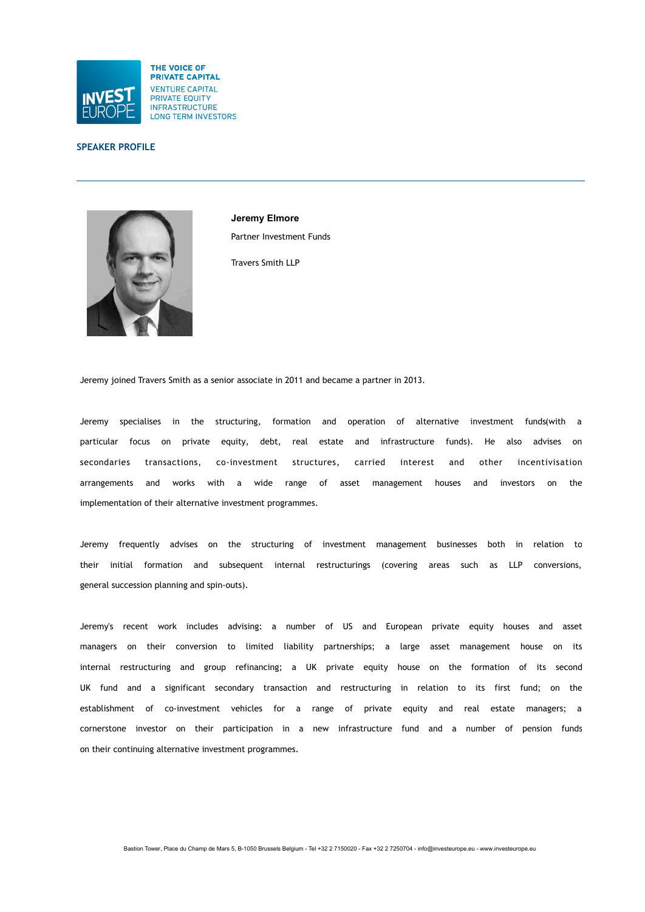THE VOICE OF PRIVATE CAPITAL
VENTURE CAPITAL
PRIVATE EQUITY
INFRASTRUCTURE
LONG TERM INVESTORS

## SPEAKER PROFILE

---

**Jeremy Elmore**

Partner Investment Funds

Travers Smith LLP

Jeremy joined Travers Smith as a senior associate in 2011 and became a partner in 2013.

Jeremy specialises in the structuring, formation and operation of alternative investment funds(with a particular focus on private equity, debt, real estate and infrastructure funds). He also advises on secondaries transactions, co-investment structures, carried interest and other incentivisation arrangements and works with a wide range of asset management houses and investors on the implementation of their alternative investment programmes.

Jeremy frequently advises on the structuring of investment management businesses both in relation to their initial formation and subsequent internal restructurings (covering areas such as LLP conversions, general succession planning and spin-outs).

Jeremy's recent work includes advising: a number of US and European private equity houses and asset managers on their conversion to limited liability partnerships; a large asset management house on its internal restructuring and group refinancing; a UK private equity house on the formation of its second UK fund and a significant secondary transaction and restructuring in relation to its first fund; on the establishment of co-investment vehicles for a range of private equity and real estate managers; a cornerstone investor on their participation in a new infrastructure fund and a number of pension funds on their continuing alternative investment programmes.

Bastion Tower, Place du Champ de Mars 5, B-1050 Brussels Belgium - Tel +32 2 7150020 - Fax +32 2 7250704 - info@investeurope.eu - www.investeurope.eu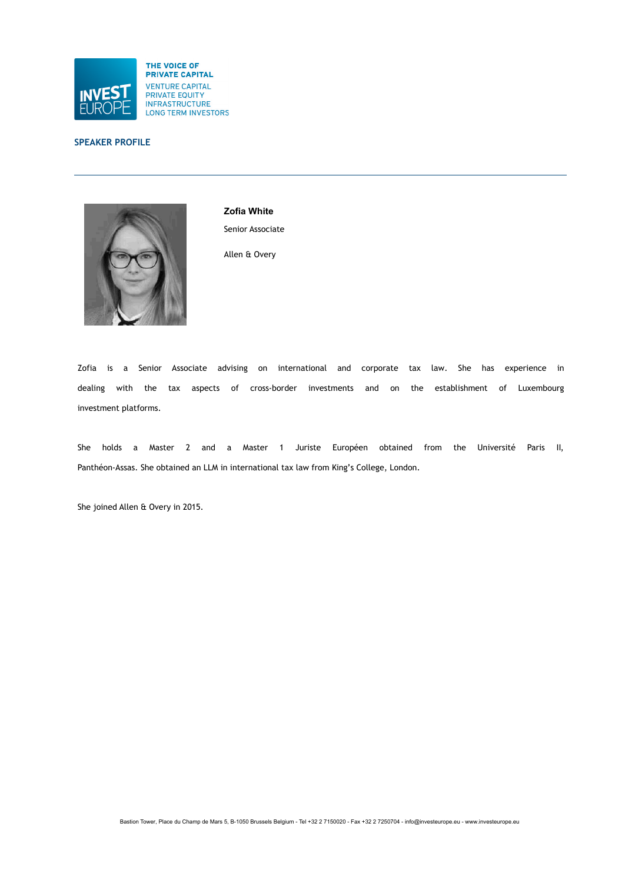THE VOICE OF PRIVATE CAPITAL

VENTURE CAPITAL
PRIVATE EQUITY
INFRASTRUCTURE
LONG TERM INVESTORS

## SPEAKER PROFILE

---

**Zofia White**

Senior Associate

Allen & Overy

Zofia is a Senior Associate advising on international and corporate tax law. She has experience in dealing with the tax aspects of cross-border investments and on the establishment of Luxembourg investment platforms.

She holds a Master 2 and a Master 1 Juriste Européen obtained from the Université Paris II, Panthéon-Assas. She obtained an LLM in international tax law from King's College, London.

She joined Allen & Overy in 2015.

Bastion Tower, Place du Champ de Mars 5, B-1050 Brussels Belgium - Tel +32 2 7150020 - Fax +32 2 7250704 - info@investeurope.eu - www.investeurope.eu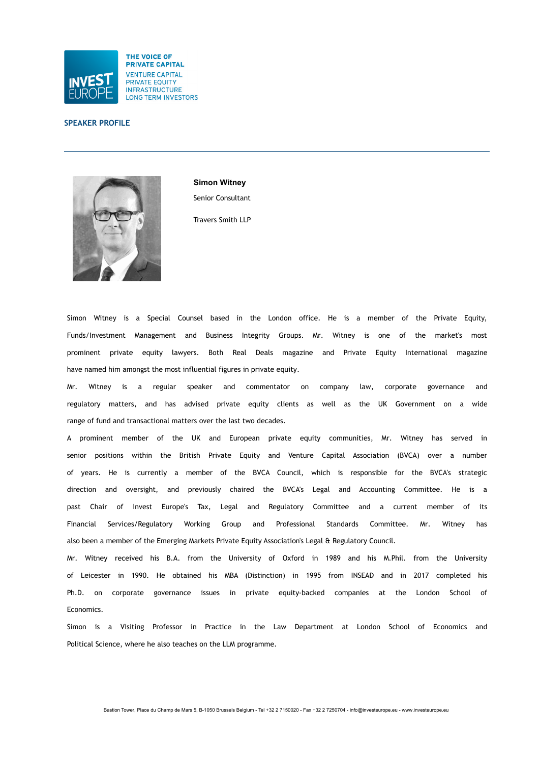THE VOICE OF
PRIVATE CAPITAL
VENTURE CAPITAL
PRIVATE EQUITY
INFRASTRUCTURE
LONG TERM INVESTORS

## SPEAKER PROFILE

---

**Simon Witney**

Senior Consultant

Travers Smith LLP

Simon Witney is a Special Counsel based in the London office. He is a member of the Private Equity, Funds/Investment Management and Business Integrity Groups. Mr. Witney is one of the market's most prominent private equity lawyers. Both Real Deals magazine and Private Equity International magazine have named him amongst the most influential figures in private equity.

Mr. Witney is a regular speaker and commentator on company law, corporate governance and regulatory matters, and has advised private equity clients as well as the UK Government on a wide range of fund and transactional matters over the last two decades.

A prominent member of the UK and European private equity communities, Mr. Witney has served in senior positions within the British Private Equity and Venture Capital Association (BVCA) over a number of years. He is currently a member of the BVCA Council, which is responsible for the BVCA's strategic direction and oversight, and previously chaired the BVCA's Legal and Accounting Committee. He is a past Chair of Invest Europe's Tax, Legal and Regulatory Committee and a current member of its Financial Services/Regulatory Working Group and Professional Standards Committee. Mr. Witney has also been a member of the Emerging Markets Private Equity Association's Legal & Regulatory Council.

Mr. Witney received his B.A. from the University of Oxford in 1989 and his M.Phil. from the University of Leicester in 1990. He obtained his MBA (Distinction) in 1995 from INSEAD and in 2017 completed his Ph.D. on corporate governance issues in private equity-backed companies at the London School of Economics.

Simon is a Visiting Professor in Practice in the Law Department at London School of Economics and Political Science, where he also teaches on the LLM programme.